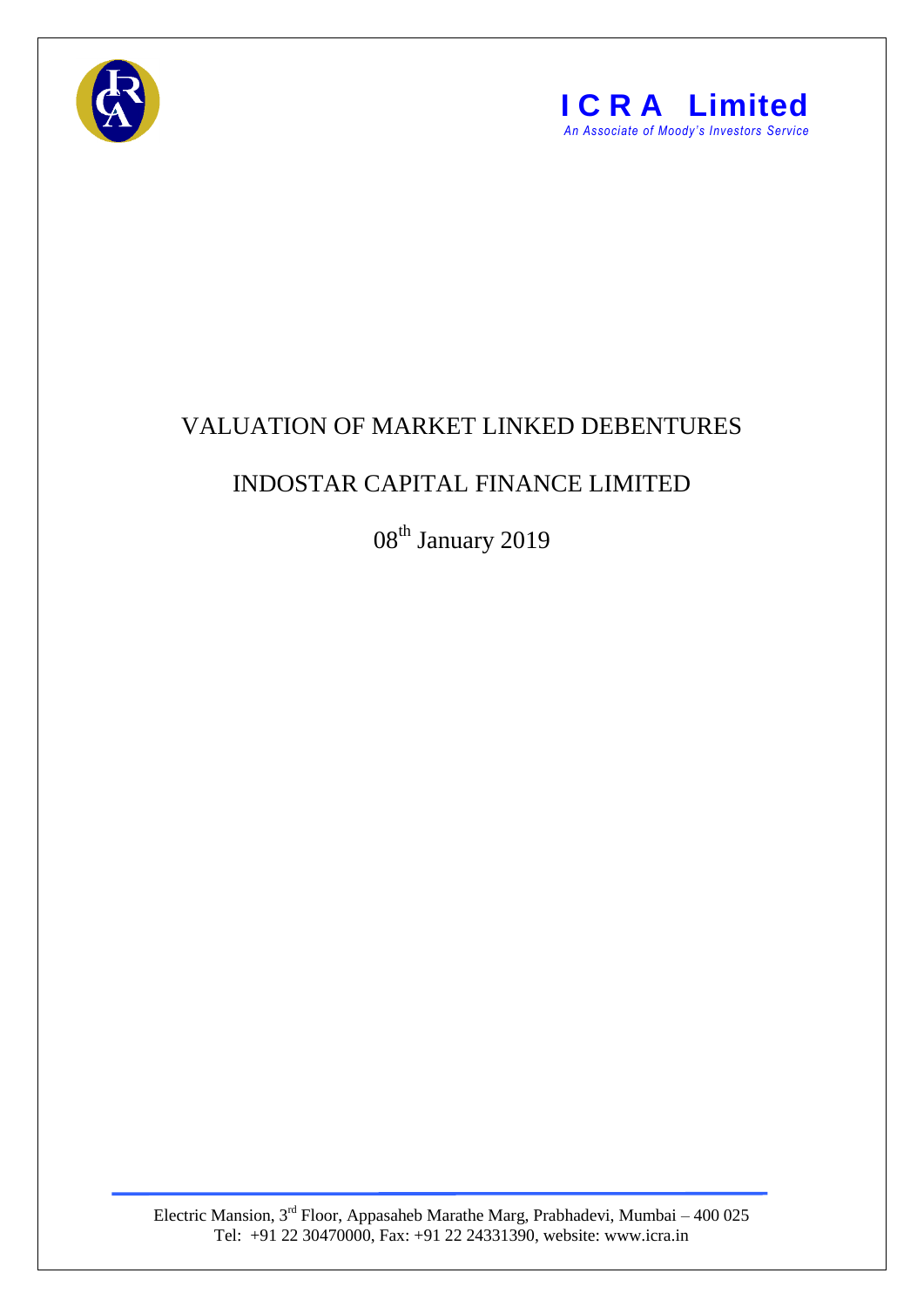**ICRA Limited**
*An Associate of Moody's Investors Service*

# VALUATION OF MARKET LINKED DEBENTURES

## INDOSTAR CAPITAL FINANCE LIMITED

08th January 2019

Electric Mansion, 3rd Floor, Appasaheb Marathe Marg, Prabhadevi, Mumbai – 400 025
Tel: +91 22 30470000, Fax: +91 22 24331390, website: www.icra.in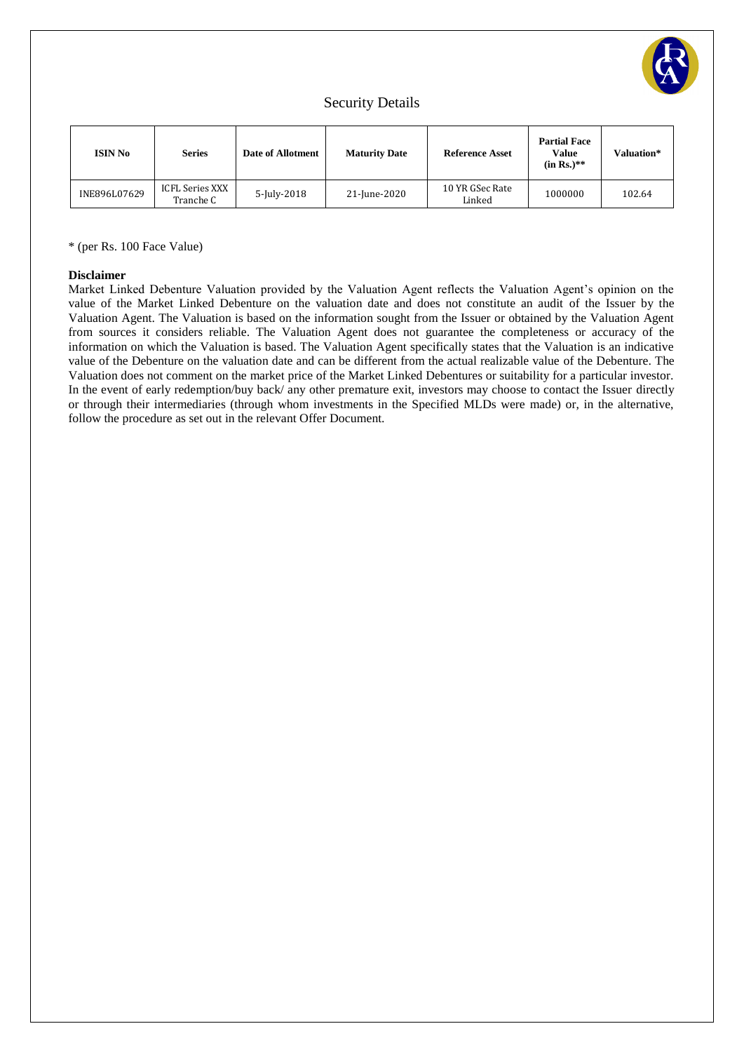# Security Details

| ISIN No | Series | Date of Allotment | Maturity Date | Reference Asset | Partial Face Value (in Rs.)** | Valuation* |
|---|---|---|---|---|---|---|
| INE896L07629 | ICFL Series XXX Tranche C | 5-July-2018 | 21-June-2020 | 10 YR GSec Rate Linked | 1000000 | 102.64 |

* (per Rs. 100 Face Value)

**Disclaimer**

Market Linked Debenture Valuation provided by the Valuation Agent reflects the Valuation Agent's opinion on the value of the Market Linked Debenture on the valuation date and does not constitute an audit of the Issuer by the Valuation Agent. The Valuation is based on the information sought from the Issuer or obtained by the Valuation Agent from sources it considers reliable. The Valuation Agent does not guarantee the completeness or accuracy of the information on which the Valuation is based. The Valuation Agent specifically states that the Valuation is an indicative value of the Debenture on the valuation date and can be different from the actual realizable value of the Debenture. The Valuation does not comment on the market price of the Market Linked Debentures or suitability for a particular investor. In the event of early redemption/buy back/ any other premature exit, investors may choose to contact the Issuer directly or through their intermediaries (through whom investments in the Specified MLDs were made) or, in the alternative, follow the procedure as set out in the relevant Offer Document.